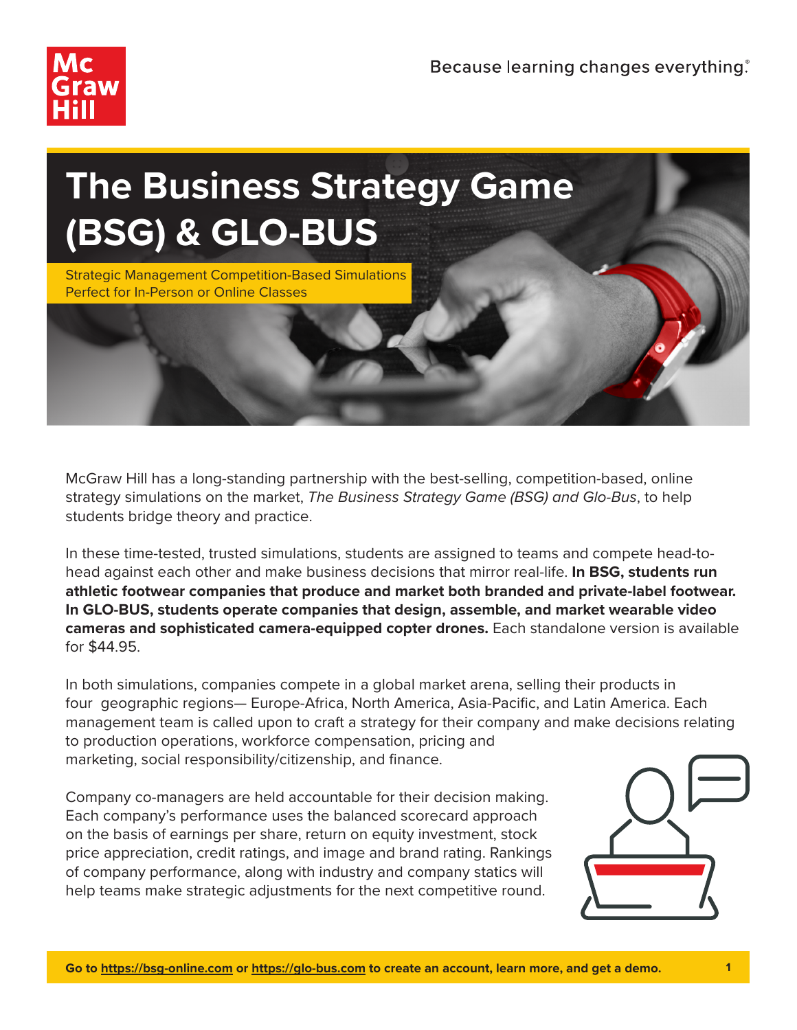Because learning changes everything.®

# The Business Strategy Game (BSG) & GLO-BUS

Strategic Management Competition-Based Simulations Perfect for In-Person or Online Classes

McGraw Hill has a long-standing partnership with the best-selling, competition-based, online strategy simulations on the market, *The Business Strategy Game (BSG) and Glo-Bus*, to help students bridge theory and practice.

In these time-tested, trusted simulations, students are assigned to teams and compete head-to-head against each other and make business decisions that mirror real-life. **In BSG, students run athletic footwear companies that produce and market both branded and private-label footwear. In GLO-BUS, students operate companies that design, assemble, and market wearable video cameras and sophisticated camera-equipped copter drones.** Each standalone version is available for $44.95.

In both simulations, companies compete in a global market arena, selling their products in four geographic regions— Europe-Africa, North America, Asia-Pacific, and Latin America. Each management team is called upon to craft a strategy for their company and make decisions relating to production operations, workforce compensation, pricing and marketing, social responsibility/citizenship, and finance.

Company co-managers are held accountable for their decision making. Each company's performance uses the balanced scorecard approach on the basis of earnings per share, return on equity investment, stock price appreciation, credit ratings, and image and brand rating. Rankings of company performance, along with industry and company statics will help teams make strategic adjustments for the next competitive round.

**Go to https://bsg-online.com or https://glo-bus.com to create an account, learn more, and get a demo.**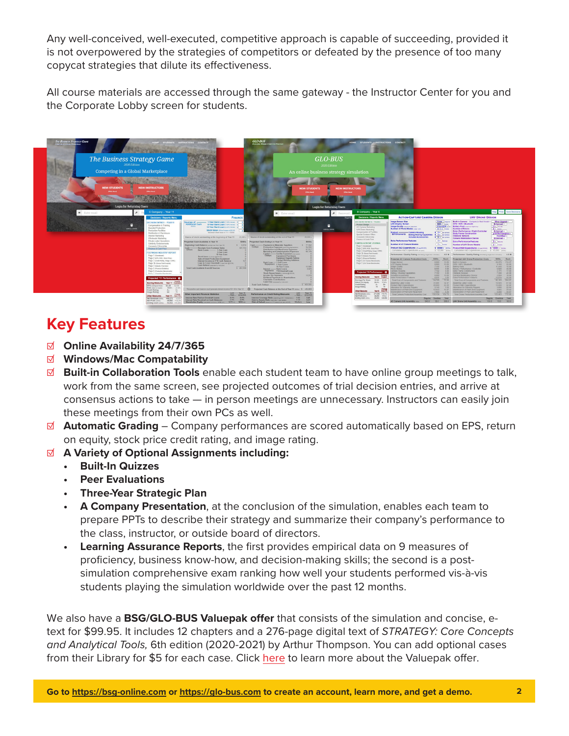Any well-conceived, well-executed, competitive approach is capable of succeeding, provided it is not overpowered by the strategies of competitors or defeated by the presence of too many copycat strategies that dilute its effectiveness.

All course materials are accessed through the same gateway - the Instructor Center for you and the Corporate Lobby screen for students.

## Key Features

- ☑ **Online Availability 24/7/365**
- ☑ **Windows/Mac Compatability**
- ☑ **Built-in Collaboration Tools** enable each student team to have online group meetings to talk, work from the same screen, see projected outcomes of trial decision entries, and arrive at consensus actions to take — in person meetings are unnecessary. Instructors can easily join these meetings from their own PCs as well.
- ☑ **Automatic Grading** – Company performances are scored automatically based on EPS, return on equity, stock price credit rating, and image rating.
- ☑ **A Variety of Optional Assignments including:**
  - **Built-In Quizzes**
  - **Peer Evaluations**
  - **Three-Year Strategic Plan**
  - **A Company Presentation**, at the conclusion of the simulation, enables each team to prepare PPTs to describe their strategy and summarize their company's performance to the class, instructor, or outside board of directors.
  - **Learning Assurance Reports**, the first provides empirical data on 9 measures of proficiency, business know-how, and decision-making skills; the second is a post-simulation comprehensive exam ranking how well your students performed vis-à-vis students playing the simulation worldwide over the past 12 months.

We also have a **BSG/GLO-BUS Valuepak offer** that consists of the simulation and concise, e-text for $99.95. It includes 12 chapters and a 276-page digital text of *STRATEGY: Core Concepts and Analytical Tools,* 6th edition (2020-2021) by Arthur Thompson. You can add optional cases from their Library for $5 for each case. Click here to learn more about the Valuepak offer.

**Go to https://bsg-online.com or https://glo-bus.com to create an account, learn more, and get a demo.**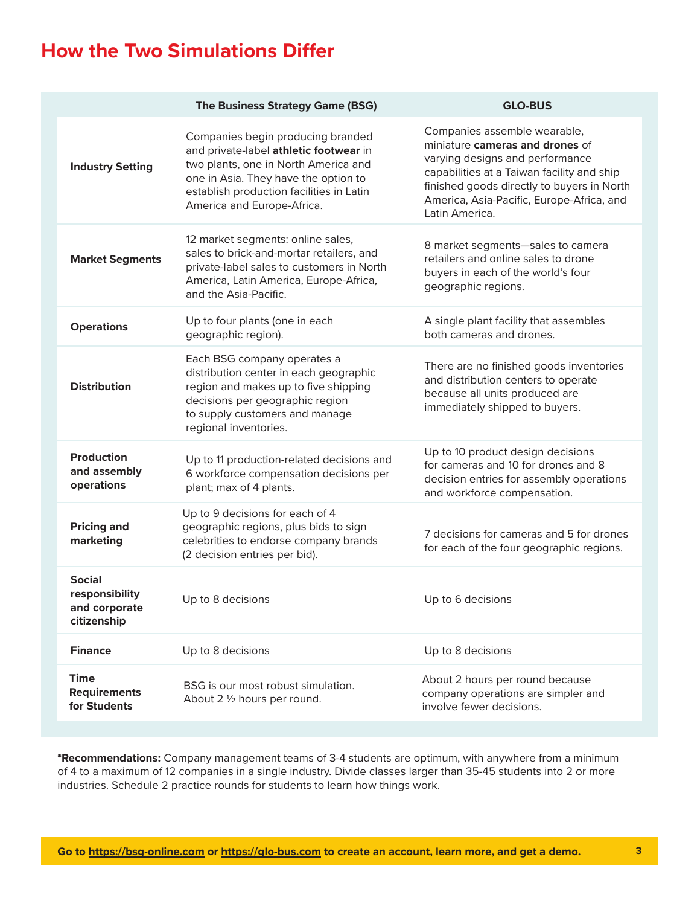# How the Two Simulations Differ

| | The Business Strategy Game (BSG) | GLO-BUS |
|---|---|---|
| **Industry Setting** | Companies begin producing branded and private-label **athletic footwear** in two plants, one in North America and one in Asia. They have the option to establish production facilities in Latin America and Europe-Africa. | Companies assemble wearable, miniature **cameras and drones** of varying designs and performance capabilities at a Taiwan facility and ship finished goods directly to buyers in North America, Asia-Pacific, Europe-Africa, and Latin America. |
| **Market Segments** | 12 market segments: online sales, sales to brick-and-mortar retailers, and private-label sales to customers in North America, Latin America, Europe-Africa, and the Asia-Pacific. | 8 market segments—sales to camera retailers and online sales to drone buyers in each of the world's four geographic regions. |
| **Operations** | Up to four plants (one in each geographic region). | A single plant facility that assembles both cameras and drones. |
| **Distribution** | Each BSG company operates a distribution center in each geographic region and makes up to five shipping decisions per geographic region to supply customers and manage regional inventories. | There are no finished goods inventories and distribution centers to operate because all units produced are immediately shipped to buyers. |
| **Production and assembly operations** | Up to 11 production-related decisions and 6 workforce compensation decisions per plant; max of 4 plants. | Up to 10 product design decisions for cameras and 10 for drones and 8 decision entries for assembly operations and workforce compensation. |
| **Pricing and marketing** | Up to 9 decisions for each of 4 geographic regions, plus bids to sign celebrities to endorse company brands (2 decision entries per bid). | 7 decisions for cameras and 5 for drones for each of the four geographic regions. |
| **Social responsibility and corporate citizenship** | Up to 8 decisions | Up to 6 decisions |
| **Finance** | Up to 8 decisions | Up to 8 decisions |
| **Time Requirements for Students** | BSG is our most robust simulation. About 2 ½ hours per round. | About 2 hours per round because company operations are simpler and involve fewer decisions. |

***Recommendations:** Company management teams of 3-4 students are optimum, with anywhere from a minimum of 4 to a maximum of 12 companies in a single industry. Divide classes larger than 35-45 students into 2 or more industries. Schedule 2 practice rounds for students to learn how things work.

**Go to https://bsg-online.com or https://glo-bus.com to create an account, learn more, and get a demo.**